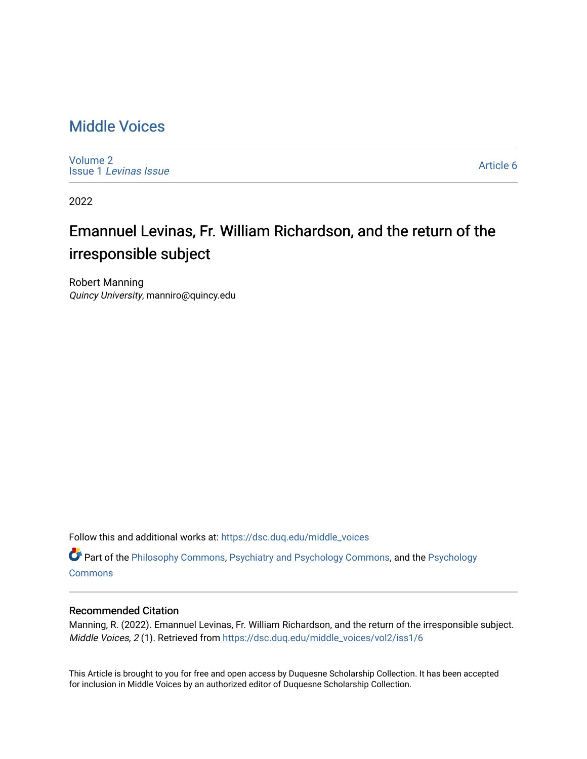# Middle Voices

Volume 2
Issue 1 *Levinas Issue*

Article 6

2022

## Emannuel Levinas, Fr. William Richardson, and the return of the irresponsible subject

Robert Manning
*Quincy University*, manniro@quincy.edu

Follow this and additional works at: https://dsc.duq.edu/middle_voices

Part of the Philosophy Commons, Psychiatry and Psychology Commons, and the Psychology Commons

### Recommended Citation

Manning, R. (2022). Emannuel Levinas, Fr. William Richardson, and the return of the irresponsible subject. *Middle Voices, 2* (1). Retrieved from https://dsc.duq.edu/middle_voices/vol2/iss1/6

This Article is brought to you for free and open access by Duquesne Scholarship Collection. It has been accepted for inclusion in Middle Voices by an authorized editor of Duquesne Scholarship Collection.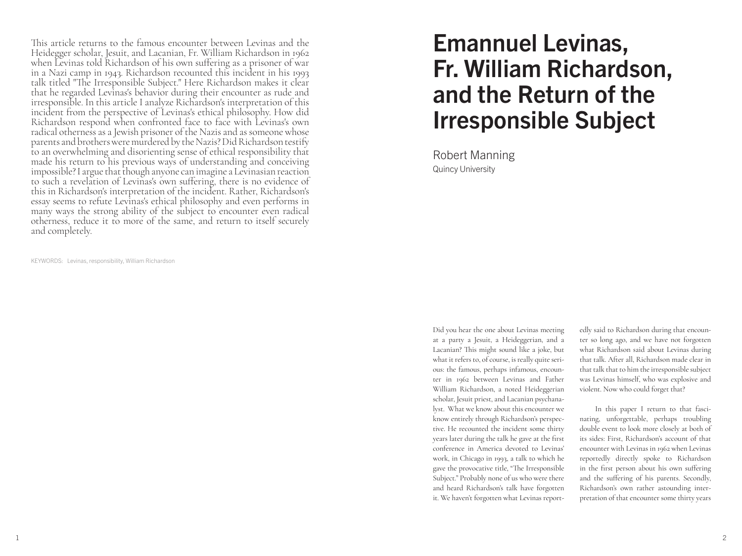# Emannuel Levinas, Fr. William Richardson, and the Return of the Irresponsible Subject

Robert Manning
Quincy University

This article returns to the famous encounter between Levinas and the Heidegger scholar, Jesuit, and Lacanian, Fr. William Richardson in 1962 when Levinas told Richardson of his own suffering as a prisoner of war in a Nazi camp in 1943. Richardson recounted this incident in his 1993 talk titled "The Irresponsible Subject." Here Richardson makes it clear that he regarded Levinas's behavior during their encounter as rude and irresponsible. In this article I analyze Richardson's interpretation of this incident from the perspective of Levinas's ethical philosophy. How did Richardson respond when confronted face to face with Levinas's own radical otherness as a Jewish prisoner of the Nazis and as someone whose parents and brothers were murdered by the Nazis? Did Richardson testify to an overwhelming and disorienting sense of ethical responsibility that made his return to his previous ways of understanding and conceiving impossible? I argue that though anyone can imagine a Levinasian reaction to such a revelation of Levinas's own suffering, there is no evidence of this in Richardson's interpretation of the incident. Rather, Richardson's essay seems to refute Levinas's ethical philosophy and even performs in many ways the strong ability of the subject to encounter even radical otherness, reduce it to more of the same, and return to itself securely and completely.

KEYWORDS: Levinas, responsibility, William Richardson

Did you hear the one about Levinas meeting at a party a Jesuit, a Heideggerian, and a Lacanian? This might sound like a joke, but what it refers to, of course, is really quite serious: the famous, perhaps infamous, encounter in 1962 between Levinas and Father William Richardson, a noted Heideggerian scholar, Jesuit priest, and Lacanian psychoanalyst. What we know about this encounter we know entirely through Richardson's perspective. He recounted the incident some thirty years later during the talk he gave at the first conference in America devoted to Levinas' work, in Chicago in 1993, a talk to which he gave the provocative title, "The Irresponsible Subject." Probably none of us who were there and heard Richardson's talk have forgotten it. We haven't forgotten what Levinas reportedly said to Richardson during that encounter so long ago, and we have not forgotten what Richardson said about Levinas during that talk. After all, Richardson made clear in that talk that to him the irresponsible subject was Levinas himself, who was explosive and violent. Now who could forget that?

In this paper I return to that fascinating, unforgettable, perhaps troubling double event to look more closely at both of its sides: First, Richardson's account of that encounter with Levinas in 1962 when Levinas reportedly directly spoke to Richardson in the first person about his own suffering and the suffering of his parents. Secondly, Richardson's own rather astounding interpretation of that encounter some thirty years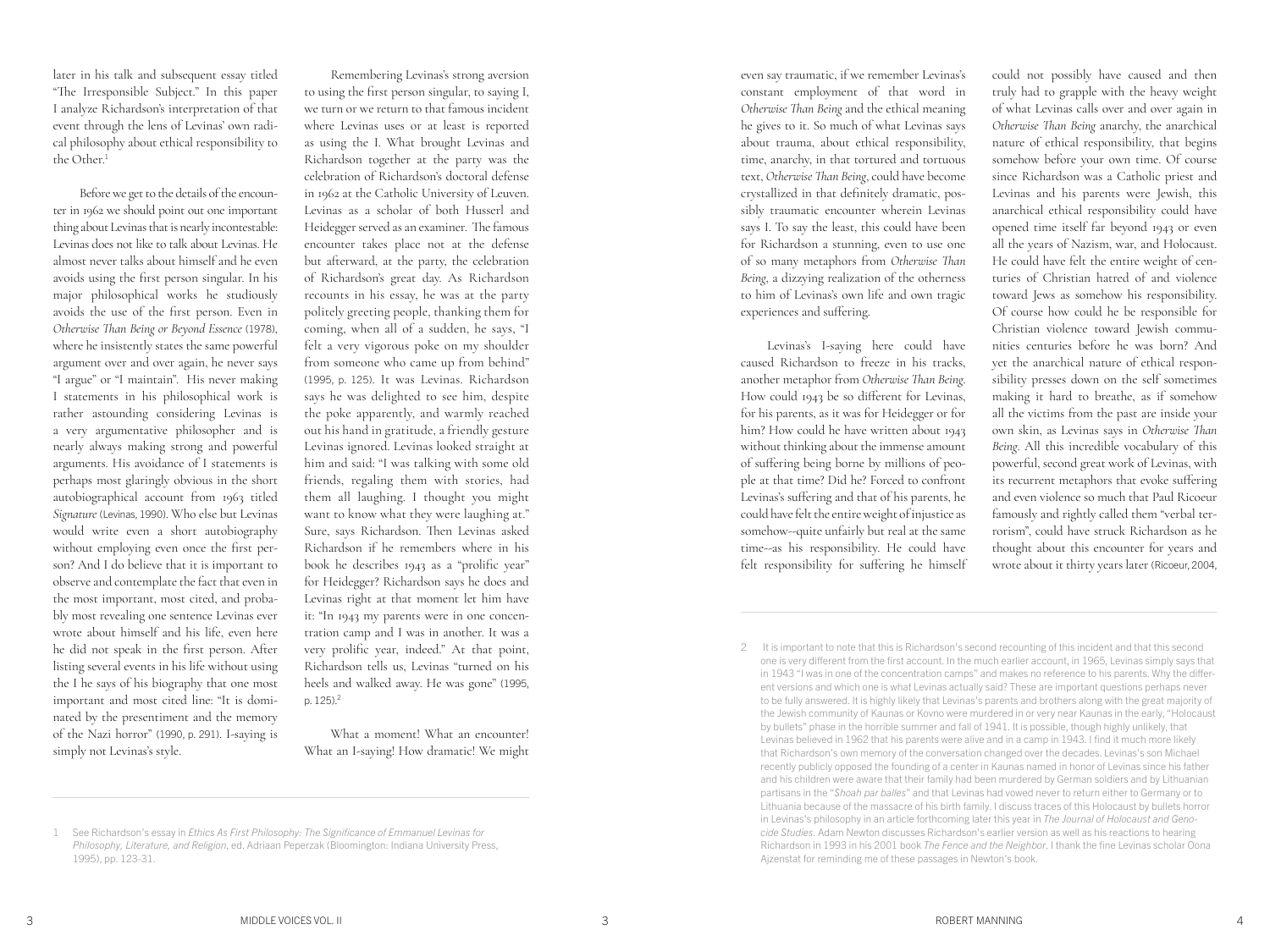later in his talk and subsequent essay titled "The Irresponsible Subject." In this paper I analyze Richardson's interpretation of that event through the lens of Levinas' own radical philosophy about ethical responsibility to the Other.[1]

Before we get to the details of the encounter in 1962 we should point out one important thing about Levinas that is nearly incontestable: Levinas does not like to talk about Levinas. He almost never talks about himself and he even avoids using the first person singular. In his major philosophical works he studiously avoids the use of the first person. Even in *Otherwise Than Being or Beyond Essence* (1978), where he insistently states the same powerful argument over and over again, he never says "I argue" or "I maintain". His never making I statements in his philosophical work is rather astounding considering Levinas is a very argumentative philosopher and is nearly always making strong and powerful arguments. His avoidance of I statements is perhaps most glaringly obvious in the short autobiographical account from 1963 titled *Signature* (Levinas, 1990). Who else but Levinas would write even a short autobiography without employing even once the first person? And I do believe that it is important to observe and contemplate the fact that even in the most important, most cited, and probably most revealing one sentence Levinas ever wrote about himself and his life, even here he did not speak in the first person. After listing several events in his life without using the I he says of his biography that one most important and most cited line: "It is dominated by the presentiment and the memory of the Nazi horror" (1990, p. 291). I-saying is simply not Levinas's style.

Remembering Levinas's strong aversion to using the first person singular, to saying I, we turn or we return to that famous incident where Levinas uses or at least is reported as using the I. What brought Levinas and Richardson together at the party was the celebration of Richardson's doctoral defense in 1962 at the Catholic University of Leuven. Levinas as a scholar of both Husserl and Heidegger served as an examiner. The famous encounter takes place not at the defense but afterward, at the party, the celebration of Richardson's great day. As Richardson recounts in his essay, he was at the party politely greeting people, thanking them for coming, when all of a sudden, he says, "I felt a very vigorous poke on my shoulder from someone who came up from behind" (1995, p. 125). It was Levinas. Richardson says he was delighted to see him, despite the poke apparently, and warmly reached out his hand in gratitude, a friendly gesture Levinas ignored. Levinas looked straight at him and said: "I was talking with some old friends, regaling them with stories, had them all laughing. I thought you might want to know what they were laughing at." Sure, says Richardson. Then Levinas asked Richardson if he remembers where in his book he describes 1943 as a "prolific year" for Heidegger? Richardson says he does and Levinas right at that moment let him have it: "In 1943 my parents were in one concentration camp and I was in another. It was a very prolific year, indeed." At that point, Richardson tells us, Levinas "turned on his heels and walked away. He was gone" (1995, p. 125).[2]

What a moment! What an encounter! What an I-saying! How dramatic! We might even say traumatic, if we remember Levinas's constant employment of that word in *Otherwise Than Being* and the ethical meaning he gives to it. So much of what Levinas says about trauma, about ethical responsibility, time, anarchy, in that tortured and tortuous text, *Otherwise Than Being*, could have become crystallized in that definitely dramatic, possibly traumatic encounter wherein Levinas says I. To say the least, this could have been for Richardson a stunning, even to use one of so many metaphors from *Otherwise Than Being*, a dizzying realization of the otherness to him of Levinas's own life and own tragic experiences and suffering.

Levinas's I-saying here could have caused Richardson to freeze in his tracks, another metaphor from *Otherwise Than Being*. How could 1943 be so different for Levinas, for his parents, as it was for Heidegger or for him? How could he have written about 1943 without thinking about the immense amount of suffering being borne by millions of people at that time? Did he? Forced to confront Levinas's suffering and that of his parents, he could have felt the entire weight of injustice as somehow--quite unfairly but real at the same time--as his responsibility. He could have felt responsibility for suffering he himself could not possibly have caused and then truly had to grapple with the heavy weight of what Levinas calls over and over again in *Otherwise Than Being* anarchy, the anarchical nature of ethical responsibility, that begins somehow before your own time. Of course since Richardson was a Catholic priest and Levinas and his parents were Jewish, this anarchical ethical responsibility could have opened time itself far beyond 1943 or even all the years of Nazism, war, and Holocaust. He could have felt the entire weight of centuries of Christian hatred of and violence toward Jews as somehow his responsibility. Of course how could he be responsible for Christian violence toward Jewish communities centuries before he was born? And yet the anarchical nature of ethical responsibility presses down on the self sometimes making it hard to breathe, as if somehow all the victims from the past are inside your own skin, as Levinas says in *Otherwise Than Being*. All this incredible vocabulary of this powerful, second great work of Levinas, with its recurrent metaphors that evoke suffering and even violence so much that Paul Ricoeur famously and rightly called them "verbal terrorism", could have struck Richardson as he thought about this encounter for years and wrote about it thirty years later (Ricoeur, 2004,

---

1 See Richardson's essay in *Ethics As First Philosophy: The Significance of Emmanuel Levinas for Philosophy, Literature, and Religion*, ed. Adriaan Peperzak (Bloomington: Indiana University Press, 1995), pp. 123-31.

2 It is important to note that this is Richardson's second recounting of this incident and that this second one is very different from the first account. In the much earlier account, in 1965, Levinas simply says that in 1943 "I was in one of the concentration camps" and makes no reference to his parents. Why the different versions and which one is what Levinas actually said? These are important questions perhaps never to be fully answered. It is highly likely that Levinas's parents and brothers along with the great majority of the Jewish community of Kaunas or Kovno were murdered in or very near Kaunas in the early, "Holocaust by bullets" phase in the horrible summer and fall of 1941. It is possible, though highly unlikely, that Levinas believed in 1962 that his parents were alive and in a camp in 1943. I find it much more likely that Richardson's own memory of the conversation changed over the decades. Levinas's son Michael recently publicly opposed the founding of a center in Kaunas named in honor of Levinas since his father and his children were aware that their family had been murdered by German soldiers and by Lithuanian partisans in the "*Shoah par balles*" and that Levinas had vowed never to return either to Germany or to Lithuania because of the massacre of his birth family. I discuss traces of this Holocaust by bullets horror in Levinas's philosophy in an article forthcoming later this year in *The Journal of Holocaust and Genocide Studies*. Adam Newton discusses Richardson's earlier version as well as his reactions to hearing Richardson in 1993 in his 2001 book *The Fence and the Neighbor*. I thank the fine Levinas scholar Oona Ajzenstat for reminding me of these passages in Newton's book.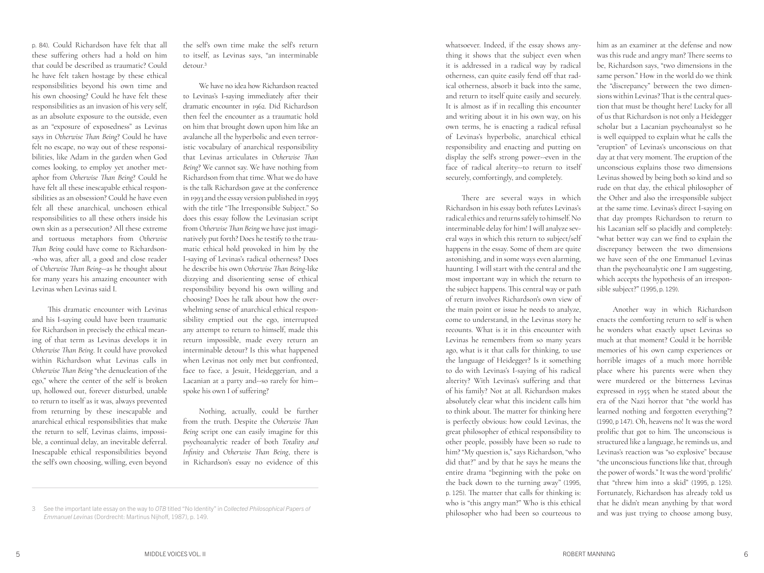p. 84). Could Richardson have felt that all these suffering others had a hold on him that could be described as traumatic? Could he have felt taken hostage by these ethical responsibilities beyond his own time and his own choosing? Could he have felt these responsibilities as an invasion of his very self, as an absolute exposure to the outside, even as an "exposure of exposedness" as Levinas says in *Otherwise Than Being*? Could he have felt no escape, no way out of these responsibilities, like Adam in the garden when God comes looking, to employ yet another metaphor from *Otherwise Than Being*? Could he have felt all these inescapable ethical responsibilities as an obsession? Could he have even felt all these anarchical, unchosen ethical responsibilities to all these others inside his own skin as a persecution? All these extreme and tortuous metaphors from *Otherwise Than Being* could have come to Richardson--who was, after all, a good and close reader of *Otherwise Than Being*--as he thought about for many years his amazing encounter with Levinas when Levinas said I.

This dramatic encounter with Levinas and his I-saying could have been traumatic for Richardson in precisely the ethical meaning of that term as Levinas develops it in *Otherwise Than Being*. It could have provoked within Richardson what Levinas calls in *Otherwise Than Being* "the denucleation of the ego," where the center of the self is broken up, hollowed out, forever disturbed, unable to return to itself as it was, always prevented from returning by these inescapable and anarchical ethical responsibilities that make the return to self, Levinas claims, impossible, a continual delay, an inevitable deferral. Inescapable ethical responsibilities beyond the self's own choosing, willing, even beyond the self's own time make the self's return to itself, as Levinas says, "an interminable detour.[3]

We have no idea how Richardson reacted to Levinas's I-saying immediately after their dramatic encounter in 1962. Did Richardson then feel the encounter as a traumatic hold on him that brought down upon him like an avalanche all the hyperbolic and even terroristic vocabulary of anarchical responsibility that Levinas articulates in *Otherwise Than Being*? We cannot say. We have nothing from Richardson from that time. What we do have is the talk Richardson gave at the conference in 1993 and the essay version published in 1995 with the title "The Irresponsible Subject." So does this essay follow the Levinasian script from *Otherwise Than Being* we have just imaginatively put forth? Does he testify to the traumatic ethical hold provoked in him by the I-saying of Levinas's radical otherness? Does he describe his own *Otherwise Than Being*-like dizzying and disorienting sense of ethical responsibility beyond his own willing and choosing? Does he talk about how the overwhelming sense of anarchical ethical responsibility emptied out the ego, interrupted any attempt to return to himself, made this return impossible, made every return an interminable detour? Is this what happened when Levinas not only met but confronted, face to face, a Jesuit, Heideggerian, and a Lacanian at a party and--so rarely for him--spoke his own I of suffering?

Nothing, actually, could be further from the truth. Despite the *Otherwise Than Being* script one can easily imagine for this psychoanalytic reader of both *Totality and Infinity* and *Otherwise Than Being*, there is in Richardson's essay no evidence of this whatsoever. Indeed, if the essay shows anything it shows that the subject even when it is addressed in a radical way by radical otherness, can quite easily fend off that radical otherness, absorb it back into the same, and return to itself quite easily and securely. It is almost as if in recalling this encounter and writing about it in his own way, on his own terms, he is enacting a radical refusal of Levinas's hyperbolic, anarchical ethical responsibility and enacting and putting on display the self's strong power--even in the face of radical alterity--to return to itself securely, comfortingly, and completely.

There are several ways in which Richardson in his essay both refutes Levinas's radical ethics and returns safely to himself. No interminable delay for him! I will analyze several ways in which this return to subject/self happens in the essay. Some of them are quite astonishing, and in some ways even alarming, haunting. I will start with the central and the most important way in which the return to the subject happens. This central way or path of return involves Richardson's own view of the main point or issue he needs to analyze, come to understand, in the Levinas story he recounts. What is it in this encounter with Levinas he remembers from so many years ago, what is it that calls for thinking, to use the language of Heidegger? Is it something to do with Levinas's I-saying of his radical alterity? With Levinas's suffering and that of his family? Not at all. Richardson makes absolutely clear what this incident calls him to think about. The matter for thinking here is perfectly obvious: how could Levinas, the great philosopher of ethical responsibility to other people, possibly have been so rude to him? "My question is," says Richardson, "who did that?" and by that he says he means the entire drama "beginning with the poke on the back down to the turning away" (1995, p. 125). The matter that calls for thinking is: who is "this angry man?" Who is this ethical philosopher who had been so courteous to him as an examiner at the defense and now was this rude and angry man? There seems to be, Richardson says, "two dimensions in the same person." How in the world do we think the "discrepancy" between the two dimensions within Levinas? That is the central question that must be thought here! Lucky for all of us that Richardson is not only a Heidegger scholar but a Lacanian psychoanalyst so he is well equipped to explain what he calls the "eruption" of Levinas's unconscious on that day at that very moment. The eruption of the unconscious explains those two dimensions Levinas showed by being both so kind and so rude on that day, the ethical philosopher of the Other and also the irresponsible subject at the same time. Levinas's direct I-saying on that day prompts Richardson to return to his Lacanian self so placidly and completely: "what better way can we find to explain the discrepancy between the two dimensions we have seen of the one Emmanuel Levinas than the psychoanalytic one I am suggesting, which accepts the hypothesis of an irresponsible subject?" (1995, p. 129).

Another way in which Richardson enacts the comforting return to self is when he wonders what exactly upset Levinas so much at that moment? Could it be horrible memories of his own camp experiences or horrible images of a much more horrible place where his parents were when they were murdered or the bitterness Levinas expressed in 1955 when he stated about the era of the Nazi horror that "the world has learned nothing and forgotten everything"? (1990, p 147). Oh, heavens no! It was the word prolific that got to him. The unconscious is structured like a language, he reminds us, and Levinas's reaction was "so explosive" because "the unconscious functions like that, through the power of words." It was the word 'prolific' that "threw him into a skid" (1995, p. 125). Fortunately, Richardson has already told us that he didn't mean anything by that word and was just trying to choose among busy,

---

3 See the important late essay on the way to *OTB* titled "No Identity" in *Collected Philosophical Papers of Emmanuel Levinas* (Dordrecht: Martinus Nijhoff, 1987), p. 149.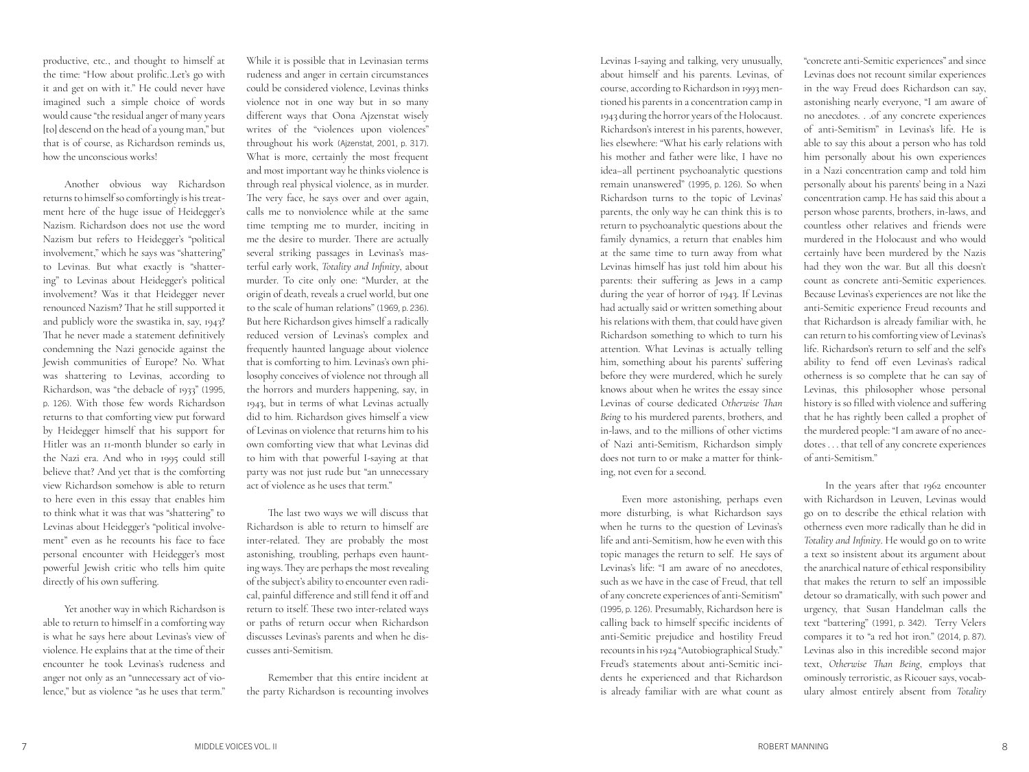productive, etc., and thought to himself at the time: "How about prolific..Let's go with it and get on with it." He could never have imagined such a simple choice of words would cause "the residual anger of many years [to] descend on the head of a young man," but that is of course, as Richardson reminds us, how the unconscious works!

Another obvious way Richardson returns to himself so comfortingly is his treatment here of the huge issue of Heidegger's Nazism. Richardson does not use the word Nazism but refers to Heidegger's "political involvement," which he says was "shattering" to Levinas. But what exactly is "shattering" to Levinas about Heidegger's political involvement? Was it that Heidegger never renounced Nazism? That he still supported it and publicly wore the swastika in, say, 1943? That he never made a statement definitively condemning the Nazi genocide against the Jewish communities of Europe? No. What was shattering to Levinas, according to Richardson, was "the debacle of 1933" (1995, p. 126). With those few words Richardson returns to that comforting view put forward by Heidegger himself that his support for Hitler was an 11-month blunder so early in the Nazi era. And who in 1995 could still believe that? And yet that is the comforting view Richardson somehow is able to return to here even in this essay that enables him to think what it was that was "shattering" to Levinas about Heidegger's "political involvement" even as he recounts his face to face personal encounter with Heidegger's most powerful Jewish critic who tells him quite directly of his own suffering.

Yet another way in which Richardson is able to return to himself in a comforting way is what he says here about Levinas's view of violence. He explains that at the time of their encounter he took Levinas's rudeness and anger not only as an "unnecessary act of violence," but as violence "as he uses that term." While it is possible that in Levinasian terms rudeness and anger in certain circumstances could be considered violence, Levinas thinks violence not in one way but in so many different ways that Oona Ajzenstat wisely writes of the "violences upon violences" throughout his work (Ajzenstat, 2001, p. 317). What is more, certainly the most frequent and most important way he thinks violence is through real physical violence, as in murder. The very face, he says over and over again, calls me to nonviolence while at the same time tempting me to murder, inciting in me the desire to murder. There are actually several striking passages in Levinas's masterful early work, *Totality and Infinity*, about murder. To cite only one: "Murder, at the origin of death, reveals a cruel world, but one to the scale of human relations" (1969, p. 236). But here Richardson gives himself a radically reduced version of Levinas's complex and frequently haunted language about violence that is comforting to him. Levinas's own philosophy conceives of violence not through all the horrors and murders happening, say, in 1943, but in terms of what Levinas actually did to him. Richardson gives himself a view of Levinas on violence that returns him to his own comforting view that what Levinas did to him with that powerful I-saying at that party was not just rude but "an unnecessary act of violence as he uses that term."

The last two ways we will discuss that Richardson is able to return to himself are inter-related. They are probably the most astonishing, troubling, perhaps even haunting ways. They are perhaps the most revealing of the subject's ability to encounter even radical, painful difference and still fend it off and return to itself. These two inter-related ways or paths of return occur when Richardson discusses Levinas's parents and when he discusses anti-Semitism.

Remember that this entire incident at the party Richardson is recounting involves Levinas I-saying and talking, very unusually, about himself and his parents. Levinas, of course, according to Richardson in 1993 mentioned his parents in a concentration camp in 1943 during the horror years of the Holocaust. Richardson's interest in his parents, however, lies elsewhere: "What his early relations with his mother and father were like, I have no idea–all pertinent psychoanalytic questions remain unanswered" (1995, p. 126). So when Richardson turns to the topic of Levinas' parents, the only way he can think this is to return to psychoanalytic questions about the family dynamics, a return that enables him at the same time to turn away from what Levinas himself has just told him about his parents: their suffering as Jews in a camp during the year of horror of 1943. If Levinas had actually said or written something about his relations with them, that could have given Richardson something to which to turn his attention. What Levinas is actually telling him, something about his parents' suffering before they were murdered, which he surely knows about when he writes the essay since Levinas of course dedicated *Otherwise Than Being* to his murdered parents, brothers, and in-laws, and to the millions of other victims of Nazi anti-Semitism, Richardson simply does not turn to or make a matter for thinking, not even for a second.

Even more astonishing, perhaps even more disturbing, is what Richardson says when he turns to the question of Levinas's life and anti-Semitism, how he even with this topic manages the return to self. He says of Levinas's life: "I am aware of no anecdotes, such as we have in the case of Freud, that tell of any concrete experiences of anti-Semitism" (1995, p. 126). Presumably, Richardson here is calling back to himself specific incidents of anti-Semitic prejudice and hostility Freud recounts in his 1924 "Autobiographical Study." Freud's statements about anti-Semitic incidents he experienced and that Richardson is already familiar with are what count as "concrete anti-Semitic experiences" and since Levinas does not recount similar experiences in the way Freud does Richardson can say, astonishing nearly everyone, "I am aware of no anecdotes. . .of any concrete experiences of anti-Semitism" in Levinas's life. He is able to say this about a person who has told him personally about his own experiences in a Nazi concentration camp and told him personally about his parents' being in a Nazi concentration camp. He has said this about a person whose parents, brothers, in-laws, and countless other relatives and friends were murdered in the Holocaust and who would certainly have been murdered by the Nazis had they won the war. But all this doesn't count as concrete anti-Semitic experiences. Because Levinas's experiences are not like the anti-Semitic experience Freud recounts and that Richardson is already familiar with, he can return to his comforting view of Levinas's life. Richardson's return to self and the self's ability to fend off even Levinas's radical otherness is so complete that he can say of Levinas, this philosopher whose personal history is so filled with violence and suffering that he has rightly been called a prophet of the murdered people: "I am aware of no anecdotes . . . that tell of any concrete experiences of anti-Semitism."

In the years after that 1962 encounter with Richardson in Leuven, Levinas would go on to describe the ethical relation with otherness even more radically than he did in *Totality and Infinity*. He would go on to write a text so insistent about its argument about the anarchical nature of ethical responsibility that makes the return to self an impossible detour so dramatically, with such power and urgency, that Susan Handelman calls the text "battering" (1991, p. 342). Terry Velers compares it to "a red hot iron." (2014, p. 87). Levinas also in this incredible second major text, *Otherwise Than Being*, employs that ominously terroristic, as Ricouer says, vocabulary almost entirely absent from *Totality*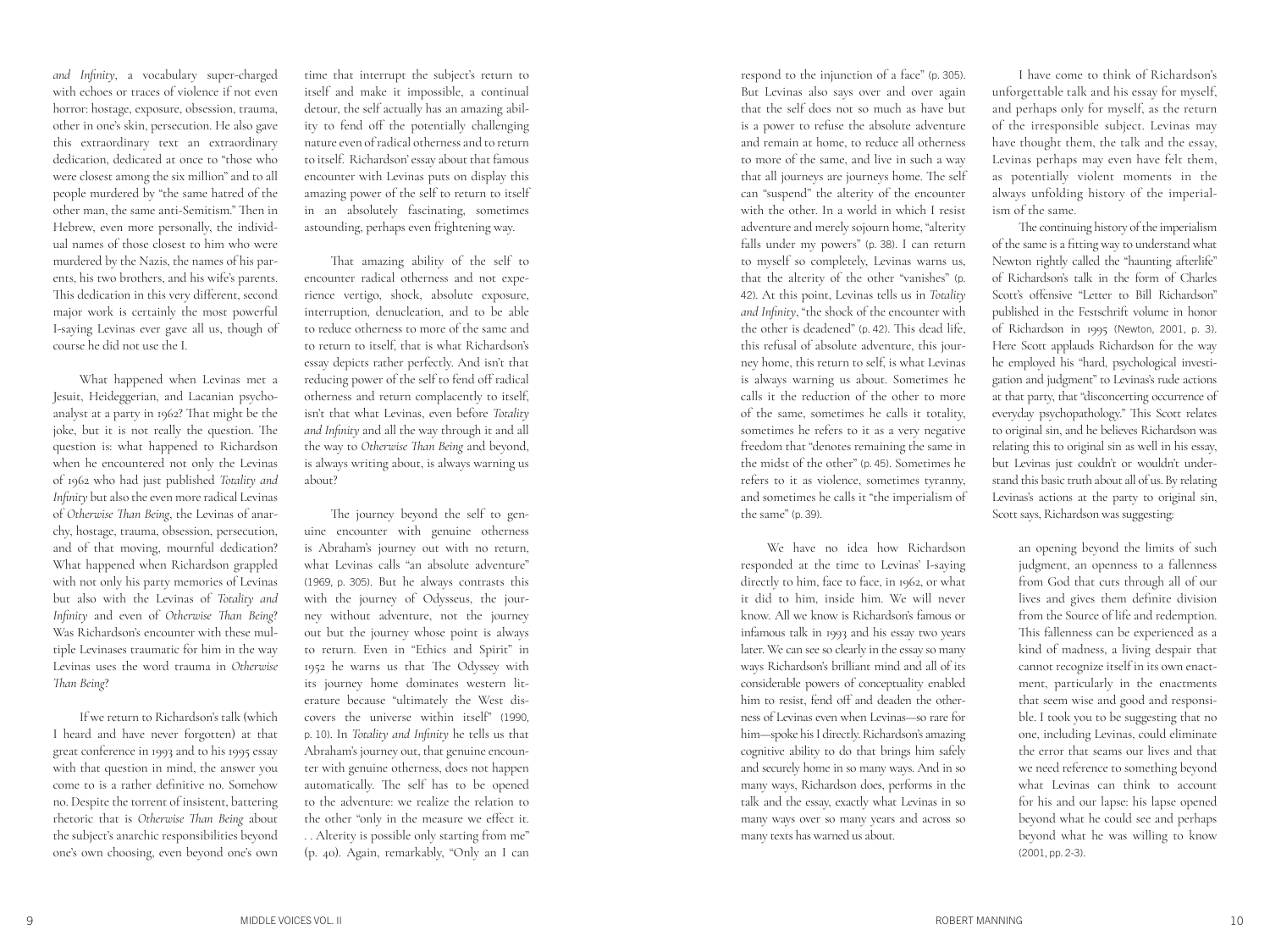*and Infinity*, a vocabulary super-charged with echoes or traces of violence if not even horror: hostage, exposure, obsession, trauma, other in one's skin, persecution. He also gave this extraordinary text an extraordinary dedication, dedicated at once to "those who were closest among the six million" and to all people murdered by "the same hatred of the other man, the same anti-Semitism." Then in Hebrew, even more personally, the individual names of those closest to him who were murdered by the Nazis, the names of his parents, his two brothers, and his wife's parents. This dedication in this very different, second major work is certainly the most powerful I-saying Levinas ever gave all us, though of course he did not use the I.

What happened when Levinas met a Jesuit, Heideggerian, and Lacanian psychoanalyst at a party in 1962? That might be the joke, but it is not really the question. The question is: what happened to Richardson when he encountered not only the Levinas of 1962 who had just published *Totality and Infinity* but also the even more radical Levinas of *Otherwise Than Being*, the Levinas of anarchy, hostage, trauma, obsession, persecution, and of that moving, mournful dedication? What happened when Richardson grappled with not only his party memories of Levinas but also with the Levinas of *Totality and Infinity* and even of *Otherwise Than Being*? Was Richardson's encounter with these multiple Levinases traumatic for him in the way Levinas uses the word trauma in *Otherwise Than Being*?

If we return to Richardson's talk (which I heard and have never forgotten) at that great conference in 1993 and to his 1995 essay with that question in mind, the answer you come to is a rather definitive no. Somehow no. Despite the torrent of insistent, battering rhetoric that is *Otherwise Than Being* about the subject's anarchic responsibilities beyond one's own choosing, even beyond one's own time that interrupt the subject's return to itself and make it impossible, a continual detour, the self actually has an amazing ability to fend off the potentially challenging nature even of radical otherness and to return to itself. Richardson' essay about that famous encounter with Levinas puts on display this amazing power of the self to return to itself in an absolutely fascinating, sometimes astounding, perhaps even frightening way.

That amazing ability of the self to encounter radical otherness and not experience vertigo, shock, absolute exposure, interruption, denucleation, and to be able to reduce otherness to more of the same and to return to itself, that is what Richardson's essay depicts rather perfectly. And isn't that reducing power of the self to fend off radical otherness and return complacently to itself, isn't that what Levinas, even before *Totality and Infinity* and all the way through it and all the way to *Otherwise Than Being* and beyond, is always writing about, is always warning us about?

The journey beyond the self to genuine encounter with genuine otherness is Abraham's journey out with no return, what Levinas calls "an absolute adventure" (1969, p. 305). But he always contrasts this with the journey of Odysseus, the journey without adventure, not the journey out but the journey whose point is always to return. Even in "Ethics and Spirit" in 1952 he warns us that The Odyssey with its journey home dominates western literature because "ultimately the West discovers the universe within itself" (1990, p. 10). In *Totality and Infinity* he tells us that Abraham's journey out, that genuine encounter with genuine otherness, does not happen automatically. The self has to be opened to the adventure: we realize the relation to the other "only in the measure we effect it. . . Alterity is possible only starting from me" (p. 40). Again, remarkably, "Only an I can respond to the injunction of a face" (p. 305). But Levinas also says over and over again that the self does not so much as have but is a power to refuse the absolute adventure and remain at home, to reduce all otherness to more of the same, and live in such a way that all journeys are journeys home. The self can "suspend" the alterity of the encounter with the other. In a world in which I resist adventure and merely sojourn home, "alterity falls under my powers" (p. 38). I can return to myself so completely, Levinas warns us, that the alterity of the other "vanishes" (p. 42). At this point, Levinas tells us in *Totality and Infinity*, "the shock of the encounter with the other is deadened" (p. 42). This dead life, this refusal of absolute adventure, this journey home, this return to self, is what Levinas is always warning us about. Sometimes he calls it the reduction of the other to more of the same, sometimes he calls it totality, sometimes he refers to it as a very negative freedom that "denotes remaining the same in the midst of the other" (p. 45). Sometimes he refers to it as violence, sometimes tyranny, and sometimes he calls it "the imperialism of the same" (p. 39).

We have no idea how Richardson responded at the time to Levinas' I-saying directly to him, face to face, in 1962, or what it did to him, inside him. We will never know. All we know is Richardson's famous or infamous talk in 1993 and his essay two years later. We can see so clearly in the essay so many ways Richardson's brilliant mind and all of its considerable powers of conceptuality enabled him to resist, fend off and deaden the otherness of Levinas even when Levinas—so rare for him—spoke his I directly. Richardson's amazing cognitive ability to do that brings him safely and securely home in so many ways. And in so many ways, Richardson does, performs in the talk and the essay, exactly what Levinas in so many ways over so many years and across so many texts has warned us about.

I have come to think of Richardson's unforgettable talk and his essay for myself, and perhaps only for myself, as the return of the irresponsible subject. Levinas may have thought them, the talk and the essay, Levinas perhaps may even have felt them, as potentially violent moments in the always unfolding history of the imperialism of the same.

The continuing history of the imperialism of the same is a fitting way to understand what Newton rightly called the "haunting afterlife" of Richardson's talk in the form of Charles Scott's offensive "Letter to Bill Richardson" published in the Festschrift volume in honor of Richardson in 1995 (Newton, 2001, p. 3). Here Scott applauds Richardson for the way he employed his "hard, psychological investigation and judgment" to Levinas's rude actions at that party, that "disconcerting occurrence of everyday psychopathology." This Scott relates to original sin, and he believes Richardson was relating this to original sin as well in his essay, but Levinas just couldn't or wouldn't understand this basic truth about all of us. By relating Levinas's actions at the party to original sin, Scott says, Richardson was suggesting:

> an opening beyond the limits of such judgment, an openness to a fallenness from God that cuts through all of our lives and gives them definite division from the Source of life and redemption. This fallenness can be experienced as a kind of madness, a living despair that cannot recognize itself in its own enactment, particularly in the enactments that seem wise and good and responsible. I took you to be suggesting that no one, including Levinas, could eliminate the error that seams our lives and that we need reference to something beyond what Levinas can think to account for his and our lapse: his lapse opened beyond what he could see and perhaps beyond what he was willing to know (2001, pp. 2-3).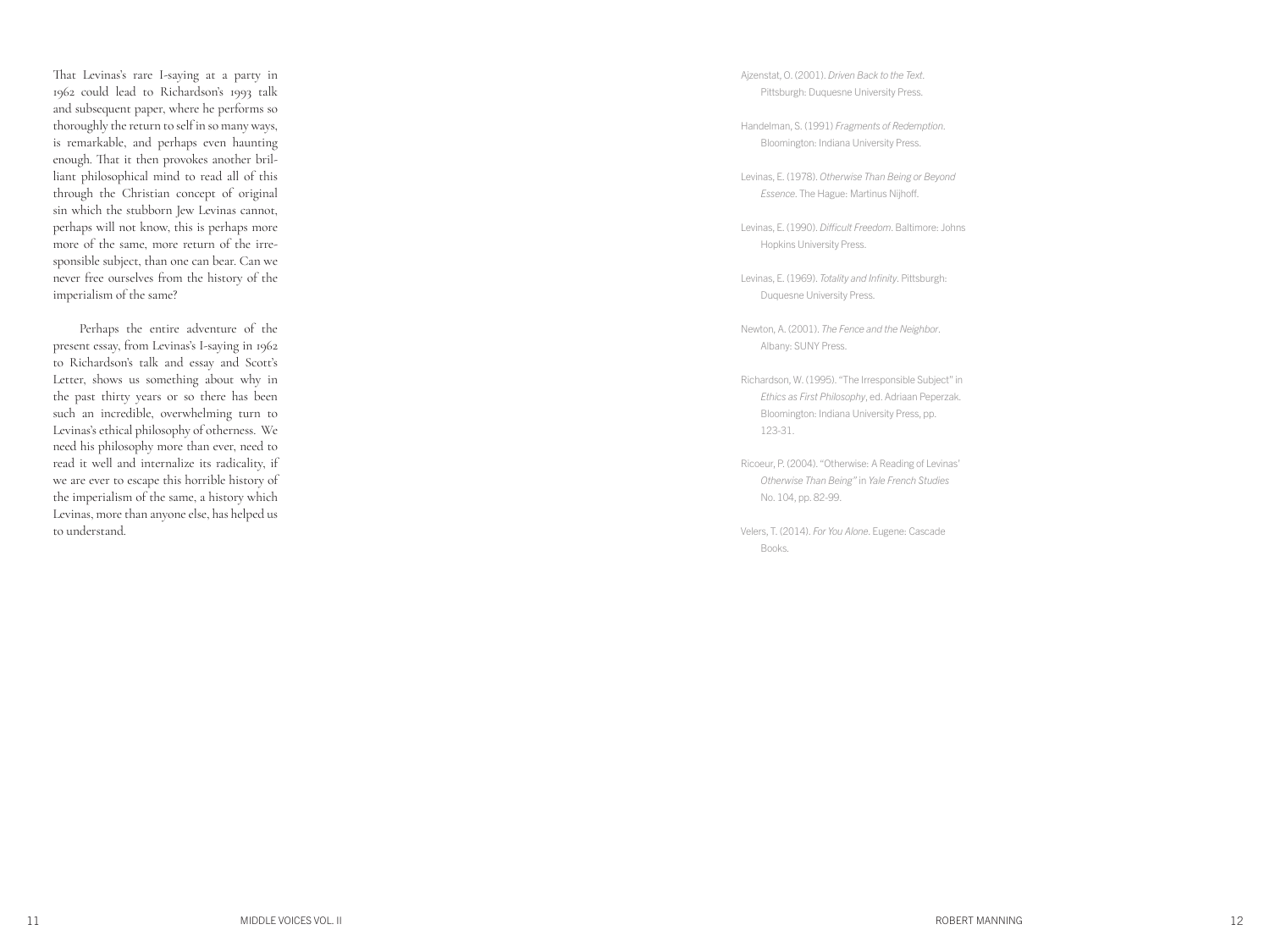That Levinas's rare I-saying at a party in 1962 could lead to Richardson's 1993 talk and subsequent paper, where he performs so thoroughly the return to self in so many ways, is remarkable, and perhaps even haunting enough. That it then provokes another brilliant philosophical mind to read all of this through the Christian concept of original sin which the stubborn Jew Levinas cannot, perhaps will not know, this is perhaps more more of the same, more return of the irresponsible subject, than one can bear. Can we never free ourselves from the history of the imperialism of the same?

Perhaps the entire adventure of the present essay, from Levinas's I-saying in 1962 to Richardson's talk and essay and Scott's Letter, shows us something about why in the past thirty years or so there has been such an incredible, overwhelming turn to Levinas's ethical philosophy of otherness. We need his philosophy more than ever, need to read it well and internalize its radicality, if we are ever to escape this horrible history of the imperialism of the same, a history which Levinas, more than anyone else, has helped us to understand.

Ajzenstat, O. (2001). *Driven Back to the Text*. Pittsburgh: Duquesne University Press.

Handelman, S. (1991) *Fragments of Redemption*. Bloomington: Indiana University Press.

Levinas, E. (1978). *Otherwise Than Being or Beyond Essence*. The Hague: Martinus Nijhoff.

Levinas, E. (1990). *Difficult Freedom*. Baltimore: Johns Hopkins University Press.

Levinas, E. (1969). *Totality and Infinity*. Pittsburgh: Duquesne University Press.

Newton, A. (2001). *The Fence and the Neighbor*. Albany: SUNY Press.

Richardson, W. (1995). "The Irresponsible Subject" in *Ethics as First Philosophy*, ed. Adriaan Peperzak. Bloomington: Indiana University Press, pp. 123-31.

Ricoeur, P. (2004). "Otherwise: A Reading of Levinas' *Otherwise Than Being*" in *Yale French Studies* No. 104, pp. 82-99.

Velers, T. (2014). *For You Alone*. Eugene: Cascade Books.